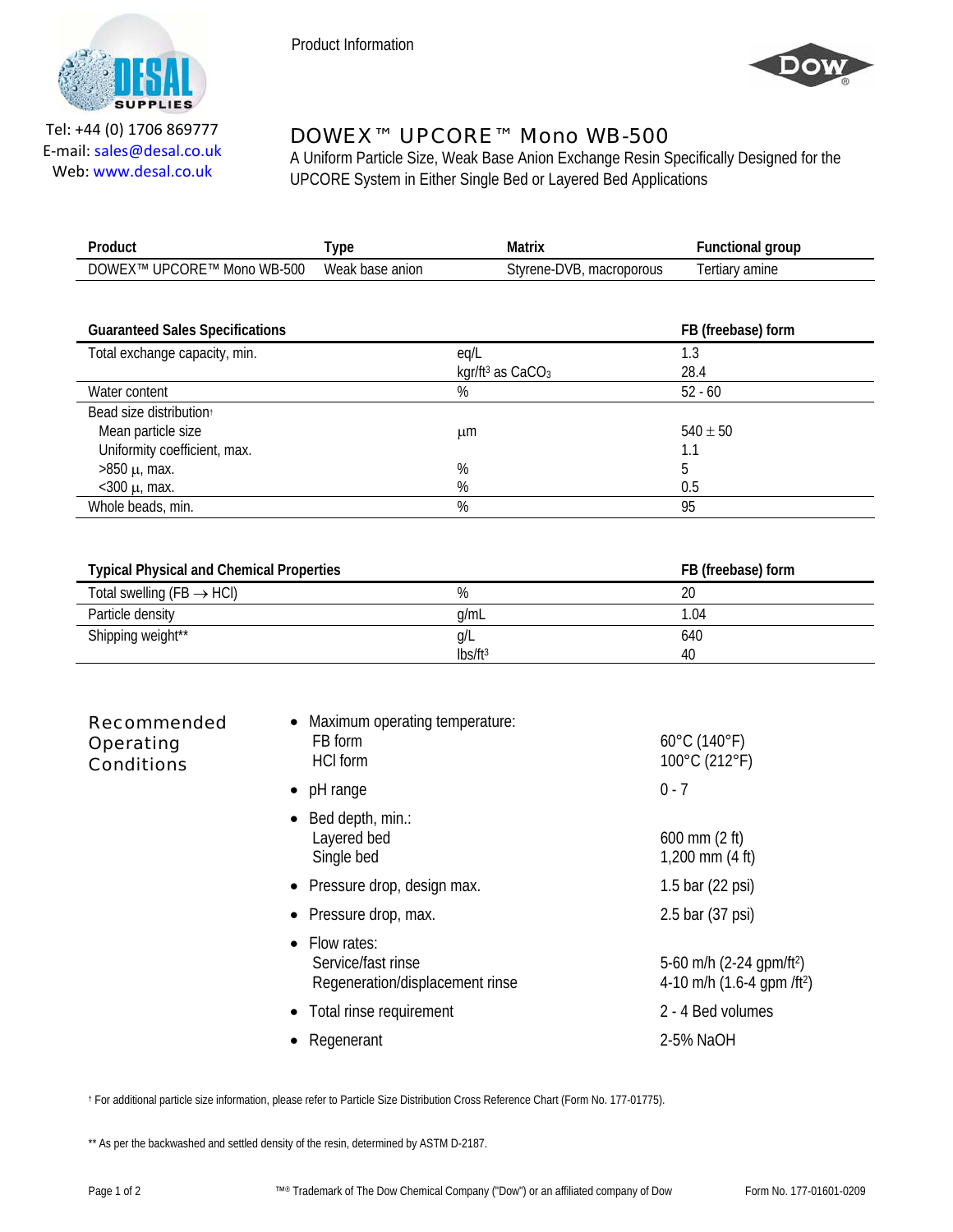Tel: +44 (0) 1706 869777
E-mail: sales@desal.co.uk
Web: www.desal.co.uk

Product Information

# DOWEX™ UPCORE™ Mono WB-500

A Uniform Particle Size, Weak Base Anion Exchange Resin Specifically Designed for the UPCORE System in Either Single Bed or Layered Bed Applications

| Product | Type | Matrix | Functional group |
|---|---|---|---|
| DOWEX™ UPCORE™ Mono WB-500 | Weak base anion | Styrene-DVB, macroporous | Tertiary amine |

| Guaranteed Sales Specifications | | FB (freebase) form |
|---|---|---|
| Total exchange capacity, min. | eq/L | 1.3 |
| | kgr/ft³ as $CaCO_3$ | 28.4 |
| Water content | % | 52 - 60 |
| Bead size distribution† | | |
| Mean particle size | µm | 540 ± 50 |
| Uniformity coefficient, max. | | 1.1 |
| >850 µ, max. | % | 5 |
| <300 µ, max. | % | 0.5 |
| Whole beads, min. | % | 95 |

| Typical Physical and Chemical Properties | | FB (freebase) form |
|---|---|---|
| Total swelling (FB → HCl) | % | 20 |
| Particle density | g/mL | 1.04 |
| Shipping weight** | g/L | 640 |
| | lbs/ft³ | 40 |

## Recommended Operating Conditions

- Maximum operating temperature:
  - FB form: 60°C (140°F)
  - HCl form: 100°C (212°F)
- pH range: 0 - 7
- Bed depth, min.:
  - Layered bed: 600 mm (2 ft)
  - Single bed: 1,200 mm (4 ft)
- Pressure drop, design max.: 1.5 bar (22 psi)
- Pressure drop, max.: 2.5 bar (37 psi)
- Flow rates:
  - Service/fast rinse: 5-60 m/h (2-24 gpm/ft²)
  - Regeneration/displacement rinse: 4-10 m/h (1.6-4 gpm /ft²)
- Total rinse requirement: 2 - 4 Bed volumes
- Regenerant: 2-5% NaOH

† For additional particle size information, please refer to Particle Size Distribution Cross Reference Chart (Form No. 177-01775).

** As per the backwashed and settled density of the resin, determined by ASTM D-2187.

™® Trademark of The Dow Chemical Company ("Dow") or an affiliated company of Dow

Form No. 177-01601-0209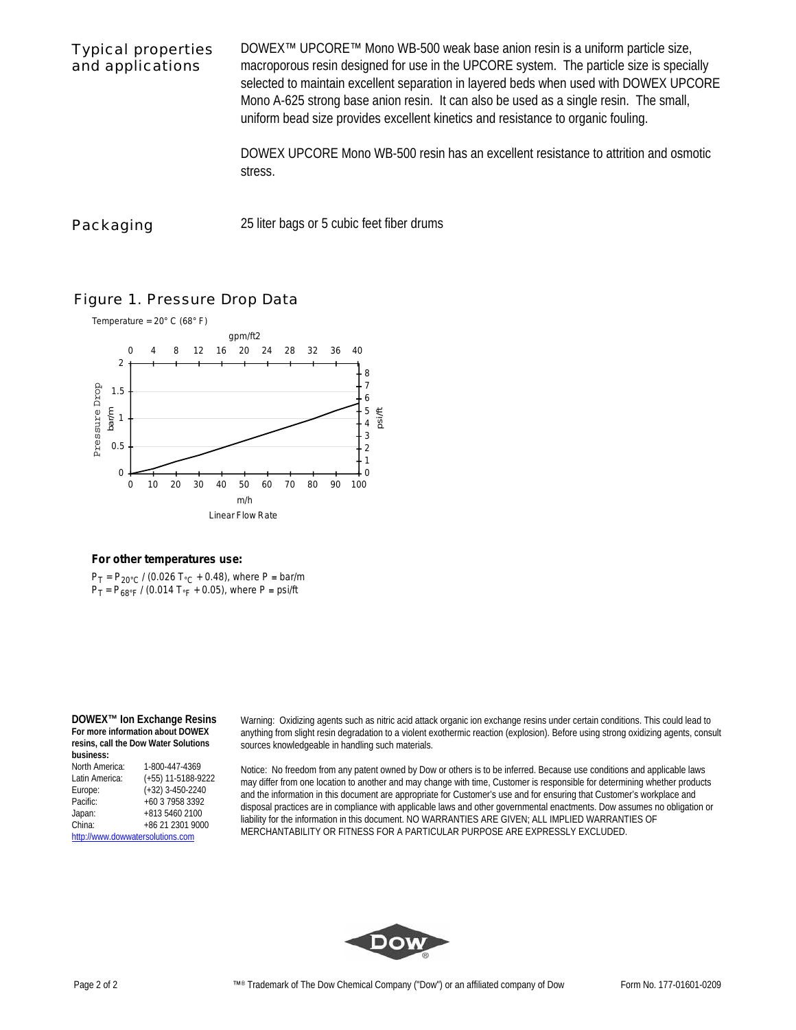## Typical properties and applications

DOWEX™ UPCORE™ Mono WB-500 weak base anion resin is a uniform particle size, macroporous resin designed for use in the UPCORE system. The particle size is specially selected to maintain excellent separation in layered beds when used with DOWEX UPCORE Mono A-625 strong base anion resin. It can also be used as a single resin. The small, uniform bead size provides excellent kinetics and resistance to organic fouling.

DOWEX UPCORE Mono WB-500 resin has an excellent resistance to attrition and osmotic stress.

## Packaging

25 liter bags or 5 cubic feet fiber drums

## Figure 1. Pressure Drop Data

Temperature = 20° C (68° F)

gpm/ft2

0 4 8 12 16 20 24 28 32 36 40

Pressure Drop bar/m

0 0.5 1 1.5 2

psi/ft

0 1 2 3 4 5 6 7 8

0 10 20 30 40 50 60 70 80 90 100

m/h

Linear Flow Rate

**For other temperatures use:**

$P_T = P_{20°C} / (0.026\ T_{°C} + 0.48)$, where P ≡ bar/m
$P_T = P_{68°F} / (0.014\ T_{°F} + 0.05)$, where P ≡ psi/ft

**DOWEX™ Ion Exchange Resins**
**For more information about DOWEX resins, call the Dow Water Solutions business:**

North America: 1-800-447-4369
Latin America: (+55) 11-5188-9222
Europe: (+32) 3-450-2240
Pacific: +60 3 7958 3392
Japan: +813 5460 2100
China: +86 21 2301 9000
http://www.dowwatersolutions.com

Warning: Oxidizing agents such as nitric acid attack organic ion exchange resins under certain conditions. This could lead to anything from slight resin degradation to a violent exothermic reaction (explosion). Before using strong oxidizing agents, consult sources knowledgeable in handling such materials.

Notice: No freedom from any patent owned by Dow or others is to be inferred. Because use conditions and applicable laws may differ from one location to another and may change with time, Customer is responsible for determining whether products and the information in this document are appropriate for Customer's use and for ensuring that Customer's workplace and disposal practices are in compliance with applicable laws and other governmental enactments. Dow assumes no obligation or liability for the information in this document. NO WARRANTIES ARE GIVEN; ALL IMPLIED WARRANTIES OF MERCHANTABILITY OR FITNESS FOR A PARTICULAR PURPOSE ARE EXPRESSLY EXCLUDED.

™® Trademark of The Dow Chemical Company ("Dow") or an affiliated company of Dow

Form No. 177-01601-0209